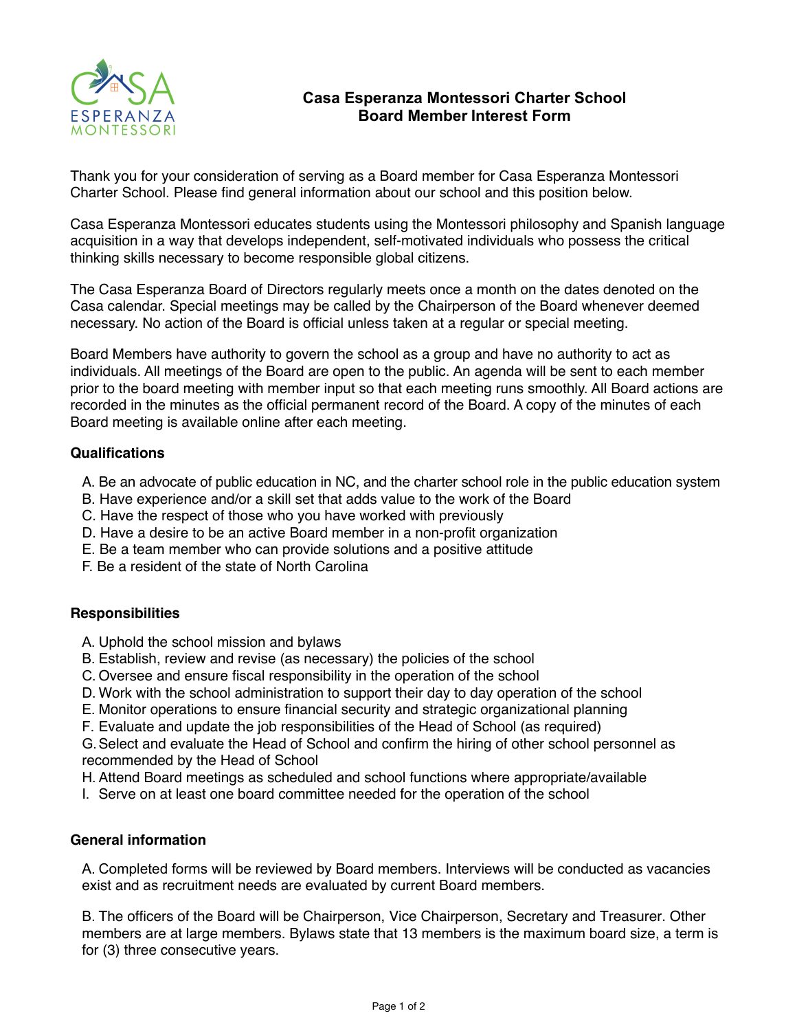# Casa Esperanza Montessori Charter School
## Board Member Interest Form

Thank you for your consideration of serving as a Board member for Casa Esperanza Montessori Charter School. Please find general information about our school and this position below.

Casa Esperanza Montessori educates students using the Montessori philosophy and Spanish language acquisition in a way that develops independent, self-motivated individuals who possess the critical thinking skills necessary to become responsible global citizens.

The Casa Esperanza Board of Directors regularly meets once a month on the dates denoted on the Casa calendar. Special meetings may be called by the Chairperson of the Board whenever deemed necessary. No action of the Board is official unless taken at a regular or special meeting.

Board Members have authority to govern the school as a group and have no authority to act as individuals. All meetings of the Board are open to the public. An agenda will be sent to each member prior to the board meeting with member input so that each meeting runs smoothly. All Board actions are recorded in the minutes as the official permanent record of the Board. A copy of the minutes of each Board meeting is available online after each meeting.

**Qualifications**

A. Be an advocate of public education in NC, and the charter school role in the public education system
B. Have experience and/or a skill set that adds value to the work of the Board
C. Have the respect of those who you have worked with previously
D. Have a desire to be an active Board member in a non-profit organization
E. Be a team member who can provide solutions and a positive attitude
F. Be a resident of the state of North Carolina

**Responsibilities**

A. Uphold the school mission and bylaws
B. Establish, review and revise (as necessary) the policies of the school
C. Oversee and ensure fiscal responsibility in the operation of the school
D. Work with the school administration to support their day to day operation of the school
E. Monitor operations to ensure financial security and strategic organizational planning
F. Evaluate and update the job responsibilities of the Head of School (as required)
G. Select and evaluate the Head of School and confirm the hiring of other school personnel as recommended by the Head of School
H. Attend Board meetings as scheduled and school functions where appropriate/available
I. Serve on at least one board committee needed for the operation of the school

**General information**

A. Completed forms will be reviewed by Board members. Interviews will be conducted as vacancies exist and as recruitment needs are evaluated by current Board members.

B. The officers of the Board will be Chairperson, Vice Chairperson, Secretary and Treasurer. Other members are at large members. Bylaws state that 13 members is the maximum board size, a term is for (3) three consecutive years.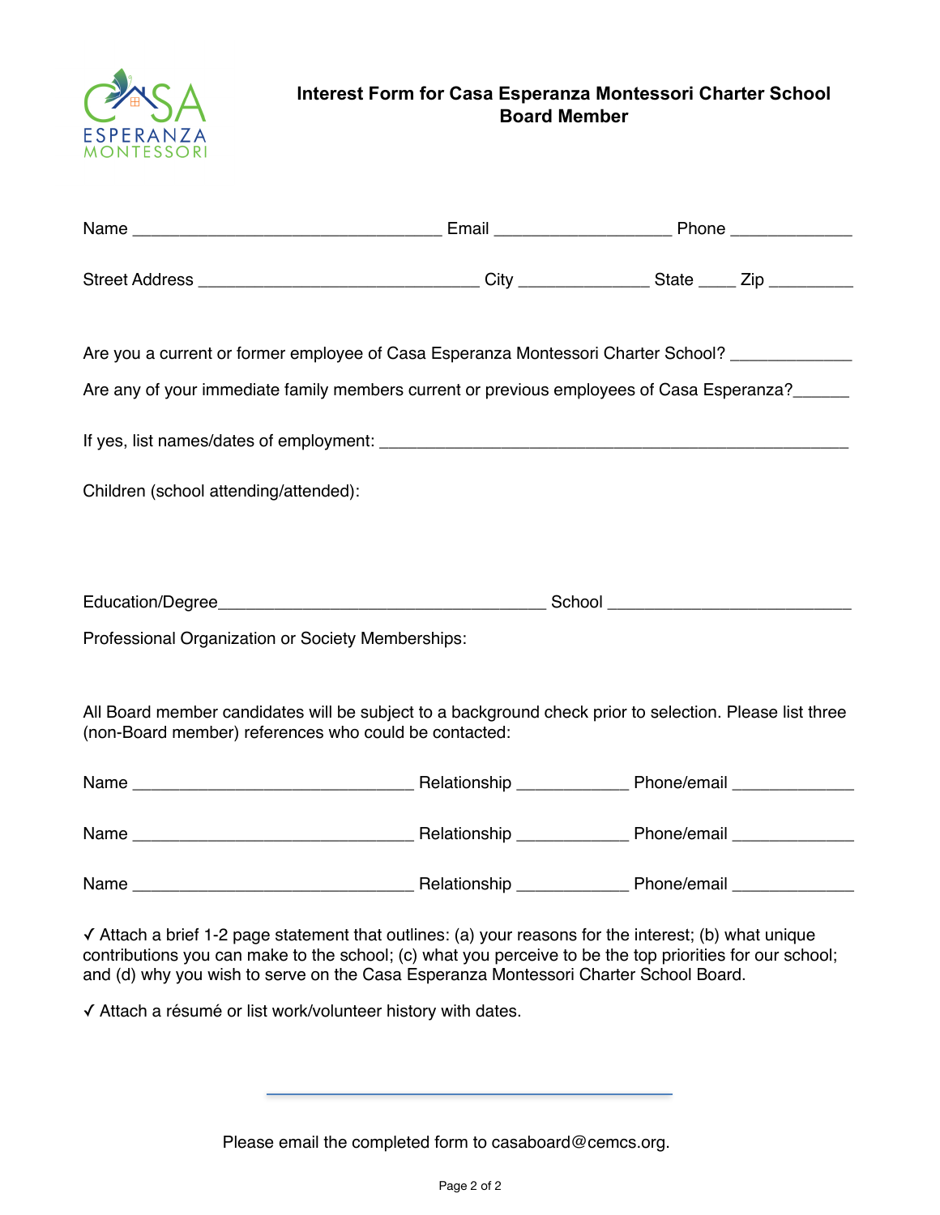# Interest Form for Casa Esperanza Montessori Charter School Board Member

Name ________________________________ Email __________________ Phone _____________

Street Address ______________________________ City ______________ State ____ Zip _________

Are you a current or former employee of Casa Esperanza Montessori Charter School? _____________

Are any of your immediate family members current or previous employees of Casa Esperanza?______

If yes, list names/dates of employment: ______________________________________________

Children (school attending/attended):

Education/Degree___________________________________ School __________________________

Professional Organization or Society Memberships:

All Board member candidates will be subject to a background check prior to selection. Please list three (non-Board member) references who could be contacted:

Name ______________________________ Relationship ____________ Phone/email _____________

Name ______________________________ Relationship ____________ Phone/email _____________

Name ______________________________ Relationship ____________ Phone/email _____________

✓ Attach a brief 1-2 page statement that outlines: (a) your reasons for the interest; (b) what unique contributions you can make to the school; (c) what you perceive to be the top priorities for our school; and (d) why you wish to serve on the Casa Esperanza Montessori Charter School Board.

✓ Attach a résumé or list work/volunteer history with dates.

Please email the completed form to casaboard@cemcs.org.